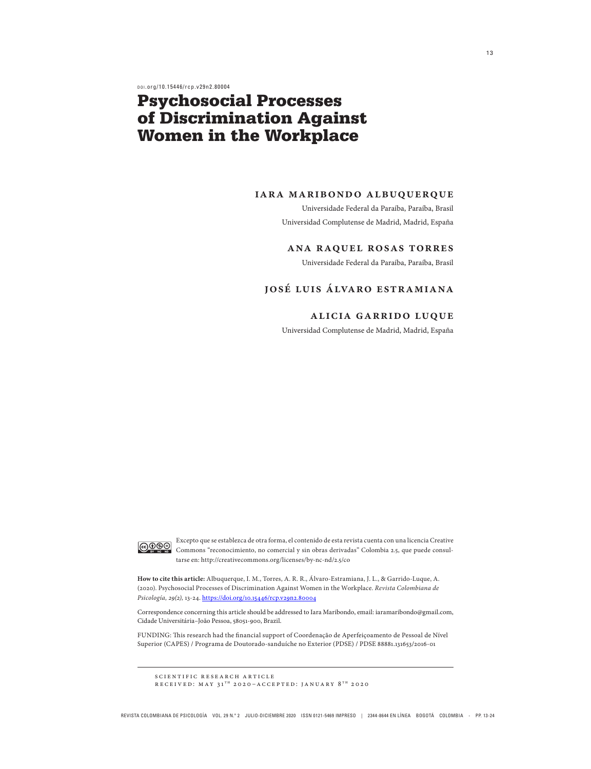doi.org/10.15446/rcp.v29n2.80004

# Psychosocial Processes of Discrimination Against Women in the Workplace

**IARA MARIBONDO ALBUQUERQUE**

Universidade Federal da Paraíba, Paraíba, Brasil

Universidad Complutense de Madrid, Madrid, España

**ANA RAQUEL ROSAS TORRES**

Universidade Federal da Paraíba, Paraíba, Brasil

**JOSÉ LUIS ÁLVARO ESTRAMIANA**

**ALICIA GARRIDO LUQUE**

Universidad Complutense de Madrid, Madrid, España

Excepto que se establezca de otra forma, el contenido de esta revista cuenta con una licencia Creative Commons "reconocimiento, no comercial y sin obras derivadas" Colombia 2.5, que puede consultarse en: http://creativecommons.org/licenses/by-nc-nd/2.5/co

**How to cite this article:** Albuquerque, I. M., Torres, A. R. R., Álvaro-Estramiana, J. L., & Garrido-Luque, A. (2020). Psychosocial Processes of Discrimination Against Women in the Workplace. *Revista Colombiana de Psicología, 29(2),* 13-24. https://doi.org/10.15446/rcp.v29n2.80004

Correspondence concerning this article should be addressed to Iara Maribondo, email: iaramaribondo@gmail.com, Cidade Universitária–João Pessoa, 58051-900, Brazil.

FUNDING: This research had the financial support of Coordenação de Aperfeiçoamento de Pessoal de Nível Superior (CAPES) / Programa de Doutorado-sanduíche no Exterior (PDSE) / PDSE 88881.131653/2016-01

SCIENTIFIC RESEARCH ARTICLE
RECEIVED: MAY 31TH 2020–ACCEPTED: JANUARY 8TH 2020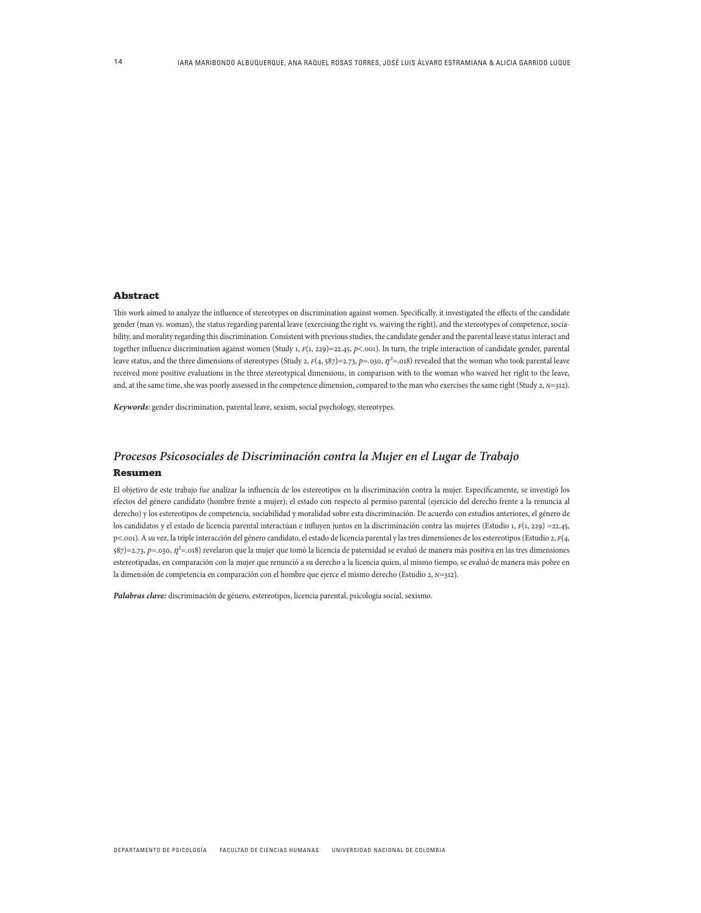## Abstract

This work aimed to analyze the influence of stereotypes on discrimination against women. Specifically, it investigated the effects of the candidate gender (man vs. woman), the status regarding parental leave (exercising the right vs. waiving the right), and the stereotypes of competence, sociability, and morality regarding this discrimination. Consistent with previous studies, the candidate gender and the parental leave status interact and together influence discrimination against women (Study 1, $F(1, 229)=22.45$, $p<.001$). In turn, the triple interaction of candidate gender, parental leave status, and the three dimensions of stereotypes (Study 2, $F(4, 587)=2.73$, $p=.030$, $\eta^2=.018$) revealed that the woman who took parental leave received more positive evaluations in the three stereotypical dimensions, in comparison with to the woman who waived her right to the leave, and, at the same time, she was poorly assessed in the competence dimension, compared to the man who exercises the same right (Study 2, $N=312$).

***Keywords**:* gender discrimination, parental leave, sexism, social psychology, stereotypes.

## *Procesos Psicosociales de Discriminación contra la Mujer en el Lugar de Trabajo*

### Resumen

El objetivo de este trabajo fue analizar la influencia de los estereotipos en la discriminación contra la mujer. Específicamente, se investigó los efectos del género candidato (hombre frente a mujer); el estado con respecto al permiso parental (ejercicio del derecho frente a la renuncia al derecho) y los estereotipos de competencia, sociabilidad y moralidad sobre esta discriminación. De acuerdo con estudios anteriores, el género de los candidatos y el estado de licencia parental interactúan e influyen juntos en la discriminación contra las mujeres (Estudio 1, $F(1, 229)=22.45$, $p<.001$). A su vez, la triple interacción del género candidato, el estado de licencia parental y las tres dimensiones de los estereotipos (Estudio 2, $F(4, 587)=2.73$, $p=.030$, $\eta^2=.018$) revelaron que la mujer que tomó la licencia de paternidad se evaluó de manera más positiva en las tres dimensiones estereotipadas, en comparación con la mujer que renunció a su derecho a la licencia quien, al mismo tiempo, se evaluó de manera más pobre en la dimensión de competencia en comparación con el hombre que ejerce el mismo derecho (Estudio 2, $N=312$).

***Palabras clave:*** discriminación de género, estereotipos, licencia parental, psicología social, sexismo.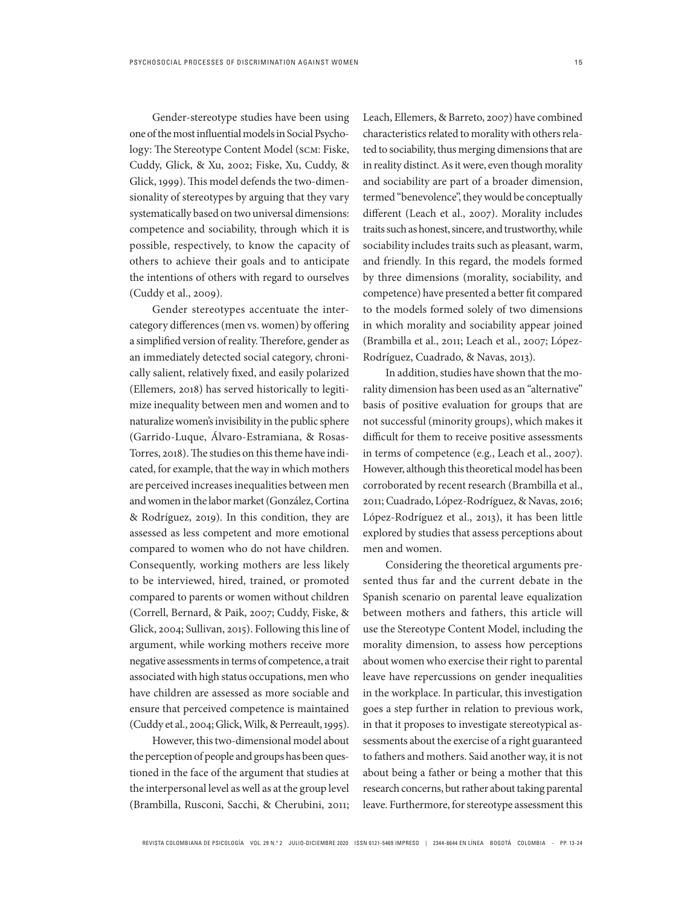Gender-stereotype studies have been using one of the most influential models in Social Psychology: The Stereotype Content Model (SCM: Fiske, Cuddy, Glick, & Xu, 2002; Fiske, Xu, Cuddy, & Glick, 1999). This model defends the two-dimensionality of stereotypes by arguing that they vary systematically based on two universal dimensions: competence and sociability, through which it is possible, respectively, to know the capacity of others to achieve their goals and to anticipate the intentions of others with regard to ourselves (Cuddy et al., 2009).

Gender stereotypes accentuate the intercategory differences (men vs. women) by offering a simplified version of reality. Therefore, gender as an immediately detected social category, chronically salient, relatively fixed, and easily polarized (Ellemers, 2018) has served historically to legitimize inequality between men and women and to naturalize women's invisibility in the public sphere (Garrido-Luque, Álvaro-Estramiana, & Rosas-Torres, 2018). The studies on this theme have indicated, for example, that the way in which mothers are perceived increases inequalities between men and women in the labor market (González, Cortina & Rodríguez, 2019). In this condition, they are assessed as less competent and more emotional compared to women who do not have children. Consequently, working mothers are less likely to be interviewed, hired, trained, or promoted compared to parents or women without children (Correll, Bernard, & Paik, 2007; Cuddy, Fiske, & Glick, 2004; Sullivan, 2015). Following this line of argument, while working mothers receive more negative assessments in terms of competence, a trait associated with high status occupations, men who have children are assessed as more sociable and ensure that perceived competence is maintained (Cuddy et al., 2004; Glick, Wilk, & Perreault, 1995).

However, this two-dimensional model about the perception of people and groups has been questioned in the face of the argument that studies at the interpersonal level as well as at the group level (Brambilla, Rusconi, Sacchi, & Cherubini, 2011; Leach, Ellemers, & Barreto, 2007) have combined characteristics related to morality with others related to sociability, thus merging dimensions that are in reality distinct. As it were, even though morality and sociability are part of a broader dimension, termed "benevolence", they would be conceptually different (Leach et al., 2007). Morality includes traits such as honest, sincere, and trustworthy, while sociability includes traits such as pleasant, warm, and friendly. In this regard, the models formed by three dimensions (morality, sociability, and competence) have presented a better fit compared to the models formed solely of two dimensions in which morality and sociability appear joined (Brambilla et al., 2011; Leach et al., 2007; López-Rodríguez, Cuadrado, & Navas, 2013).

In addition, studies have shown that the morality dimension has been used as an "alternative" basis of positive evaluation for groups that are not successful (minority groups), which makes it difficult for them to receive positive assessments in terms of competence (e.g., Leach et al., 2007). However, although this theoretical model has been corroborated by recent research (Brambilla et al., 2011; Cuadrado, López-Rodríguez, & Navas, 2016; López-Rodríguez et al., 2013), it has been little explored by studies that assess perceptions about men and women.

Considering the theoretical arguments presented thus far and the current debate in the Spanish scenario on parental leave equalization between mothers and fathers, this article will use the Stereotype Content Model, including the morality dimension, to assess how perceptions about women who exercise their right to parental leave have repercussions on gender inequalities in the workplace. In particular, this investigation goes a step further in relation to previous work, in that it proposes to investigate stereotypical assessments about the exercise of a right guaranteed to fathers and mothers. Said another way, it is not about being a father or being a mother that this research concerns, but rather about taking parental leave. Furthermore, for stereotype assessment this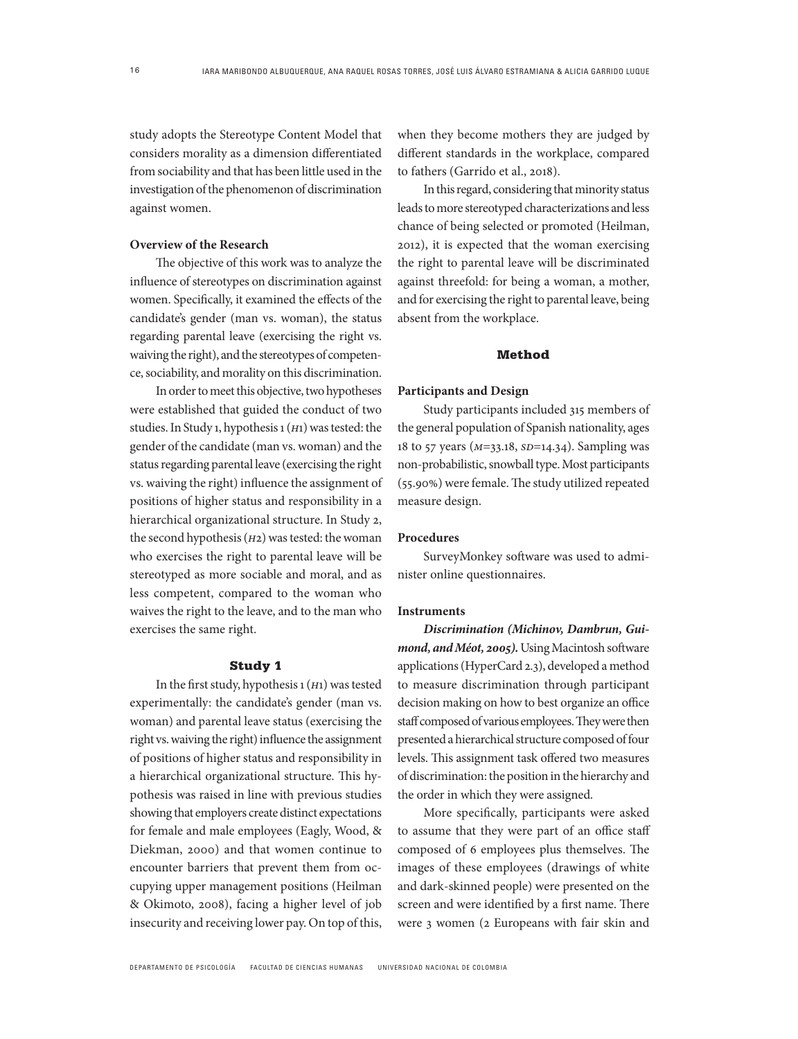study adopts the Stereotype Content Model that considers morality as a dimension differentiated from sociability and that has been little used in the investigation of the phenomenon of discrimination against women.

### Overview of the Research

The objective of this work was to analyze the influence of stereotypes on discrimination against women. Specifically, it examined the effects of the candidate's gender (man vs. woman), the status regarding parental leave (exercising the right vs. waiving the right), and the stereotypes of competence, sociability, and morality on this discrimination.

In order to meet this objective, two hypotheses were established that guided the conduct of two studies. In Study 1, hypothesis 1 (*H*1) was tested: the gender of the candidate (man vs. woman) and the status regarding parental leave (exercising the right vs. waiving the right) influence the assignment of positions of higher status and responsibility in a hierarchical organizational structure. In Study 2, the second hypothesis (*H*2) was tested: the woman who exercises the right to parental leave will be stereotyped as more sociable and moral, and as less competent, compared to the woman who waives the right to the leave, and to the man who exercises the same right.

## Study 1

In the first study, hypothesis 1 (*H*1) was tested experimentally: the candidate's gender (man vs. woman) and parental leave status (exercising the right vs. waiving the right) influence the assignment of positions of higher status and responsibility in a hierarchical organizational structure. This hypothesis was raised in line with previous studies showing that employers create distinct expectations for female and male employees (Eagly, Wood, & Diekman, 2000) and that women continue to encounter barriers that prevent them from occupying upper management positions (Heilman & Okimoto, 2008), facing a higher level of job insecurity and receiving lower pay. On top of this, when they become mothers they are judged by different standards in the workplace, compared to fathers (Garrido et al., 2018).

In this regard, considering that minority status leads to more stereotyped characterizations and less chance of being selected or promoted (Heilman, 2012), it is expected that the woman exercising the right to parental leave will be discriminated against threefold: for being a woman, a mother, and for exercising the right to parental leave, being absent from the workplace.

## Method

### Participants and Design

Study participants included 315 members of the general population of Spanish nationality, ages 18 to 57 years ($M$=33.18, $SD$=14.34). Sampling was non-probabilistic, snowball type. Most participants (55.90%) were female. The study utilized repeated measure design.

### Procedures

SurveyMonkey software was used to administer online questionnaires.

### Instruments

***Discrimination (Michinov, Dambrun, Guimond, and Méot, 2005).*** Using Macintosh software applications (HyperCard 2.3), developed a method to measure discrimination through participant decision making on how to best organize an office staff composed of various employees. They were then presented a hierarchical structure composed of four levels. This assignment task offered two measures of discrimination: the position in the hierarchy and the order in which they were assigned.

More specifically, participants were asked to assume that they were part of an office staff composed of 6 employees plus themselves. The images of these employees (drawings of white and dark-skinned people) were presented on the screen and were identified by a first name. There were 3 women (2 Europeans with fair skin and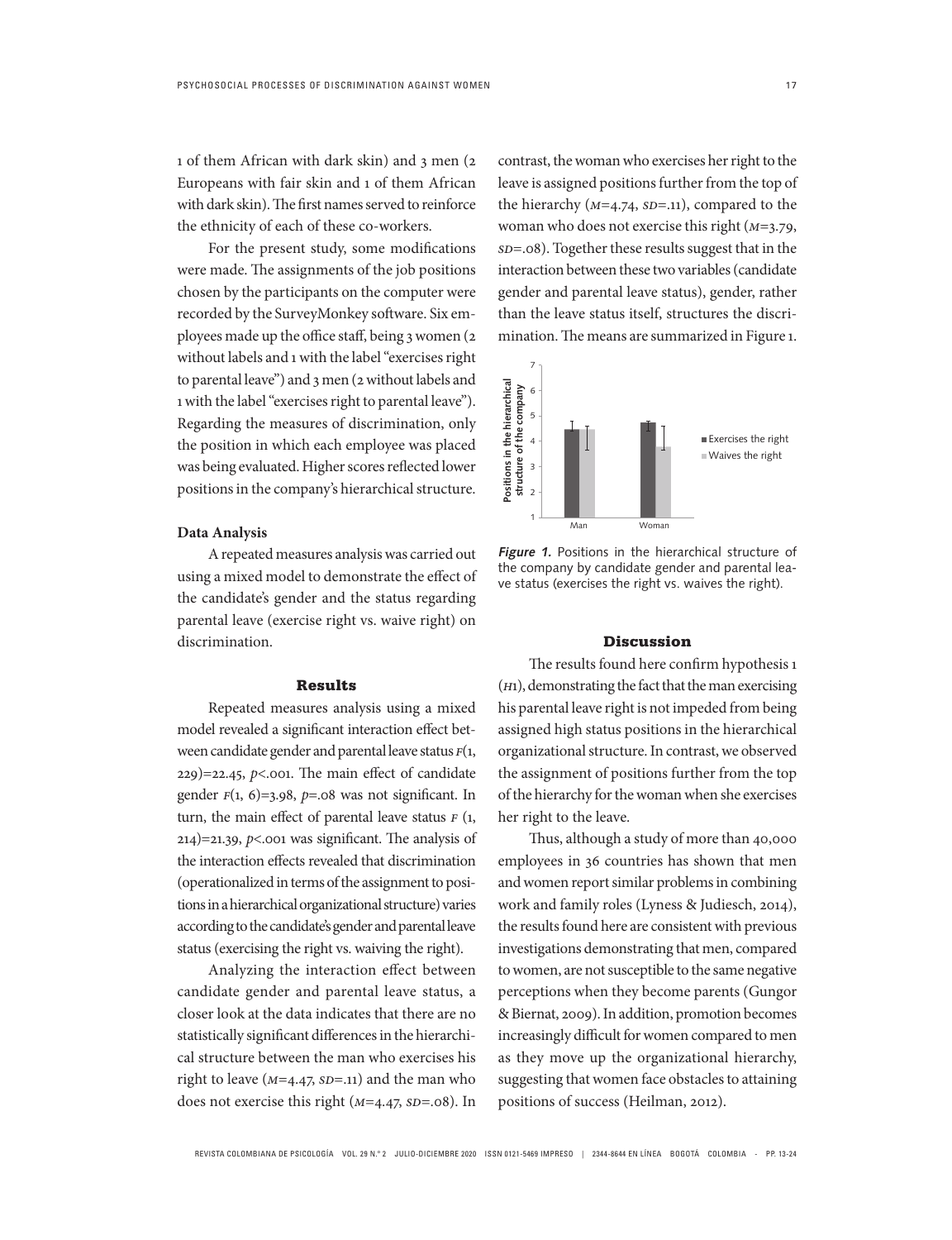1 of them African with dark skin) and 3 men (2 Europeans with fair skin and 1 of them African with dark skin). The first names served to reinforce the ethnicity of each of these co-workers.

For the present study, some modifications were made. The assignments of the job positions chosen by the participants on the computer were recorded by the SurveyMonkey software. Six employees made up the office staff, being 3 women (2 without labels and 1 with the label "exercises right to parental leave") and 3 men (2 without labels and 1 with the label "exercises right to parental leave"). Regarding the measures of discrimination, only the position in which each employee was placed was being evaluated. Higher scores reflected lower positions in the company's hierarchical structure.

### Data Analysis

A repeated measures analysis was carried out using a mixed model to demonstrate the effect of the candidate's gender and the status regarding parental leave (exercise right vs. waive right) on discrimination.

## Results

Repeated measures analysis using a mixed model revealed a significant interaction effect between candidate gender and parental leave status $F(1, 229)=22.45$, $p<.001$. The main effect of candidate gender $F(1, 6)=3.98$, $p=.08$ was not significant. In turn, the main effect of parental leave status $F(1, 214)=21.39$, $p<.001$ was significant. The analysis of the interaction effects revealed that discrimination (operationalized in terms of the assignment to positions in a hierarchical organizational structure) varies according to the candidate's gender and parental leave status (exercising the right vs. waiving the right).

Analyzing the interaction effect between candidate gender and parental leave status, a closer look at the data indicates that there are no statistically significant differences in the hierarchical structure between the man who exercises his right to leave ($M=4.47$, $SD=.11$) and the man who does not exercise this right ($M=4.47$, $SD=.08$). In contrast, the woman who exercises her right to the leave is assigned positions further from the top of the hierarchy ($M=4.74$, $SD=.11$), compared to the woman who does not exercise this right ($M=3.79$, $SD=.08$). Together these results suggest that in the interaction between these two variables (candidate gender and parental leave status), gender, rather than the leave status itself, structures the discrimination. The means are summarized in Figure 1.

***Figure 1.*** Positions in the hierarchical structure of the company by candidate gender and parental leave status (exercises the right vs. waives the right).

## Discussion

The results found here confirm hypothesis 1 (*H*1), demonstrating the fact that the man exercising his parental leave right is not impeded from being assigned high status positions in the hierarchical organizational structure. In contrast, we observed the assignment of positions further from the top of the hierarchy for the woman when she exercises her right to the leave.

Thus, although a study of more than 40,000 employees in 36 countries has shown that men and women report similar problems in combining work and family roles (Lyness & Judiesch, 2014), the results found here are consistent with previous investigations demonstrating that men, compared to women, are not susceptible to the same negative perceptions when they become parents (Gungor & Biernat, 2009). In addition, promotion becomes increasingly difficult for women compared to men as they move up the organizational hierarchy, suggesting that women face obstacles to attaining positions of success (Heilman, 2012).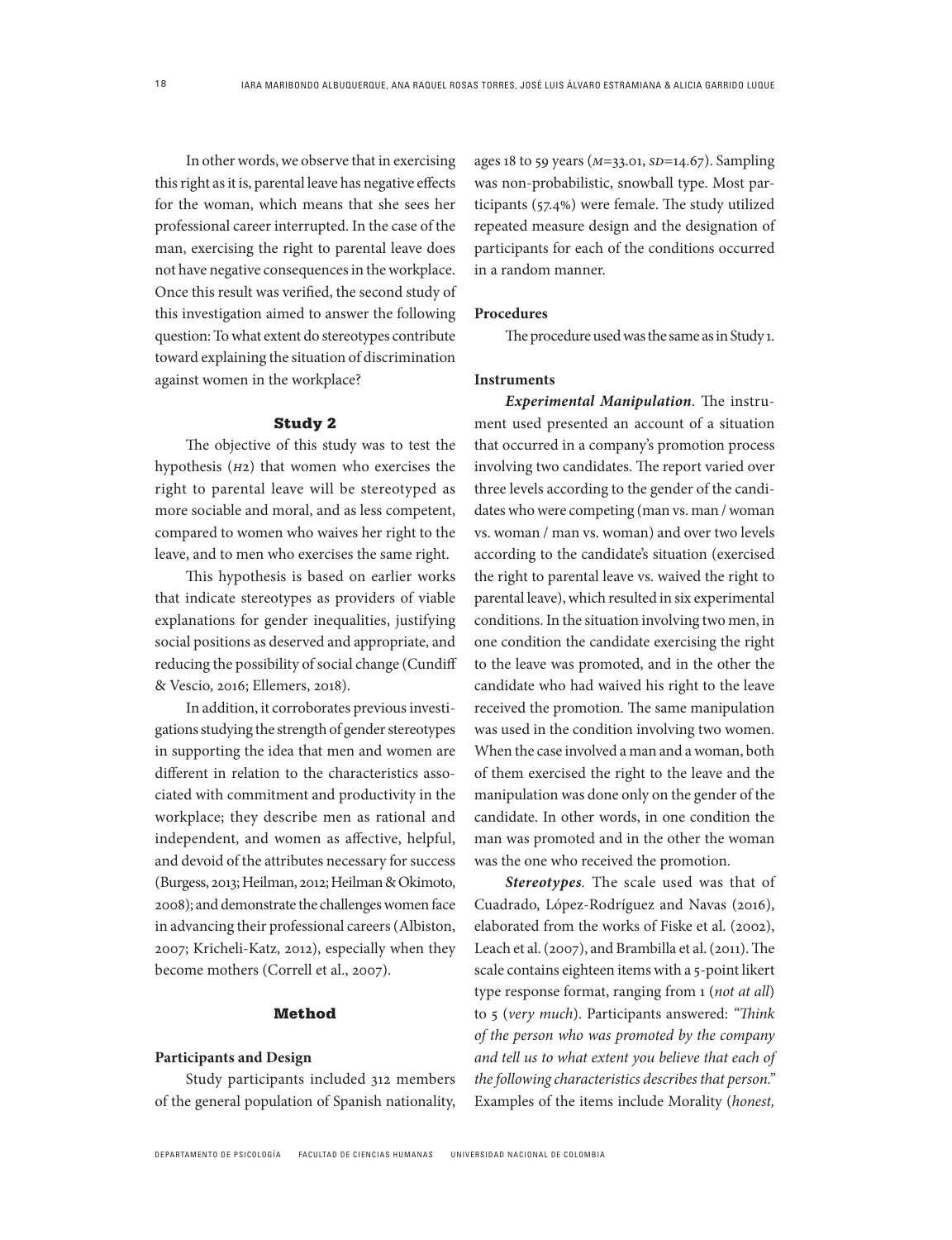In other words, we observe that in exercising this right as it is, parental leave has negative effects for the woman, which means that she sees her professional career interrupted. In the case of the man, exercising the right to parental leave does not have negative consequences in the workplace. Once this result was verified, the second study of this investigation aimed to answer the following question: To what extent do stereotypes contribute toward explaining the situation of discrimination against women in the workplace?

## Study 2

The objective of this study was to test the hypothesis (*H2*) that women who exercises the right to parental leave will be stereotyped as more sociable and moral, and as less competent, compared to women who waives her right to the leave, and to men who exercises the same right.

This hypothesis is based on earlier works that indicate stereotypes as providers of viable explanations for gender inequalities, justifying social positions as deserved and appropriate, and reducing the possibility of social change (Cundiff & Vescio, 2016; Ellemers, 2018).

In addition, it corroborates previous investigations studying the strength of gender stereotypes in supporting the idea that men and women are different in relation to the characteristics associated with commitment and productivity in the workplace; they describe men as rational and independent, and women as affective, helpful, and devoid of the attributes necessary for success (Burgess, 2013; Heilman, 2012; Heilman & Okimoto, 2008); and demonstrate the challenges women face in advancing their professional careers (Albiston, 2007; Kricheli-Katz, 2012), especially when they become mothers (Correll et al., 2007).

## Method

### Participants and Design

Study participants included 312 members of the general population of Spanish nationality, ages 18 to 59 years ($M$=33.01, $SD$=14.67). Sampling was non-probabilistic, snowball type. Most participants (57.4%) were female. The study utilized repeated measure design and the designation of participants for each of the conditions occurred in a random manner.

### Procedures

The procedure used was the same as in Study 1.

### Instruments

***Experimental Manipulation***. The instrument used presented an account of a situation that occurred in a company's promotion process involving two candidates. The report varied over three levels according to the gender of the candidates who were competing (man vs. man / woman vs. woman / man vs. woman) and over two levels according to the candidate's situation (exercised the right to parental leave vs. waived the right to parental leave), which resulted in six experimental conditions. In the situation involving two men, in one condition the candidate exercising the right to the leave was promoted, and in the other the candidate who had waived his right to the leave received the promotion. The same manipulation was used in the condition involving two women. When the case involved a man and a woman, both of them exercised the right to the leave and the manipulation was done only on the gender of the candidate. In other words, in one condition the man was promoted and in the other the woman was the one who received the promotion.

***Stereotypes***. The scale used was that of Cuadrado, López-Rodríguez and Navas (2016), elaborated from the works of Fiske et al. (2002), Leach et al. (2007), and Brambilla et al. (2011). The scale contains eighteen items with a 5-point likert type response format, ranging from 1 (*not at all*) to 5 (*very much*). Participants answered: *"Think of the person who was promoted by the company and tell us to what extent you believe that each of the following characteristics describes that person."* Examples of the items include Morality (*honest,*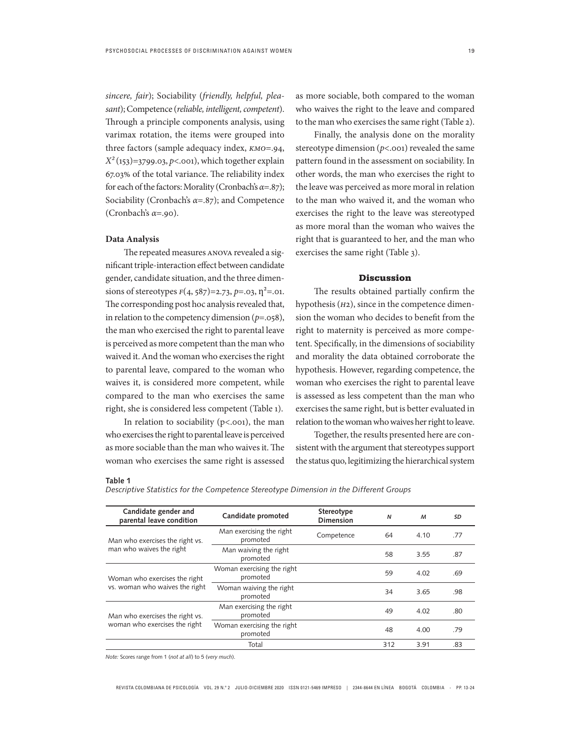*sincere, fair*); Sociability (*friendly, helpful, pleasant*); Competence (*reliable, intelligent, competent*). Through a principle components analysis, using varimax rotation, the items were grouped into three factors (sample adequacy index, *KMO*=.94, $X^2$ (153)=3799.03, $p$<.001), which together explain 67.03% of the total variance. The reliability index for each of the factors: Morality (Cronbach's $\alpha$=.87); Sociability (Cronbach's $\alpha$=.87); and Competence (Cronbach's $\alpha$=.90).

### Data Analysis

The repeated measures ANOVA revealed a significant triple-interaction effect between candidate gender, candidate situation, and the three dimensions of stereotypes $F(4, 587)$=2.73, $p$=.03, $\eta^2$=.01. The corresponding post hoc analysis revealed that, in relation to the competency dimension ($p$=.058), the man who exercised the right to parental leave is perceived as more competent than the man who waived it. And the woman who exercises the right to parental leave, compared to the woman who waives it, is considered more competent, while compared to the man who exercises the same right, she is considered less competent (Table 1).

In relation to sociability (p<.001), the man who exercises the right to parental leave is perceived as more sociable than the man who waives it. The woman who exercises the same right is assessed as more sociable, both compared to the woman who waives the right to the leave and compared to the man who exercises the same right (Table 2).

Finally, the analysis done on the morality stereotype dimension ($p$<.001) revealed the same pattern found in the assessment on sociability. In other words, the man who exercises the right to the leave was perceived as more moral in relation to the man who waived it, and the woman who exercises the right to the leave was stereotyped as more moral than the woman who waives the right that is guaranteed to her, and the man who exercises the same right (Table 3).

## Discussion

The results obtained partially confirm the hypothesis (*H2*), since in the competence dimension the woman who decides to benefit from the right to maternity is perceived as more competent. Specifically, in the dimensions of sociability and morality the data obtained corroborate the hypothesis. However, regarding competence, the woman who exercises the right to parental leave is assessed as less competent than the man who exercises the same right, but is better evaluated in relation to the woman who waives her right to leave.

Together, the results presented here are consistent with the argument that stereotypes support the status quo, legitimizing the hierarchical system

**Table 1**

*Descriptive Statistics for the Competence Stereotype Dimension in the Different Groups*

| Candidate gender and parental leave condition | Candidate promoted | Stereotype Dimension | *N* | *M* | *SD* |
|---|---|---|---|---|---|
| Man who exercises the right vs. man who waives the right | Man exercising the right promoted | Competence | 64 | 4.10 | .77 |
| | Man waiving the right promoted | | 58 | 3.55 | .87 |
| Woman who exercises the right vs. woman who waives the right | Woman exercising the right promoted | | 59 | 4.02 | .69 |
| | Woman waiving the right promoted | | 34 | 3.65 | .98 |
| Man who exercises the right vs. woman who exercises the right | Man exercising the right promoted | | 49 | 4.02 | .80 |
| | Woman exercising the right promoted | | 48 | 4.00 | .79 |
| | Total | | 312 | 3.91 | .83 |

*Note:* Scores range from 1 (*not at all*) to 5 (*very much*).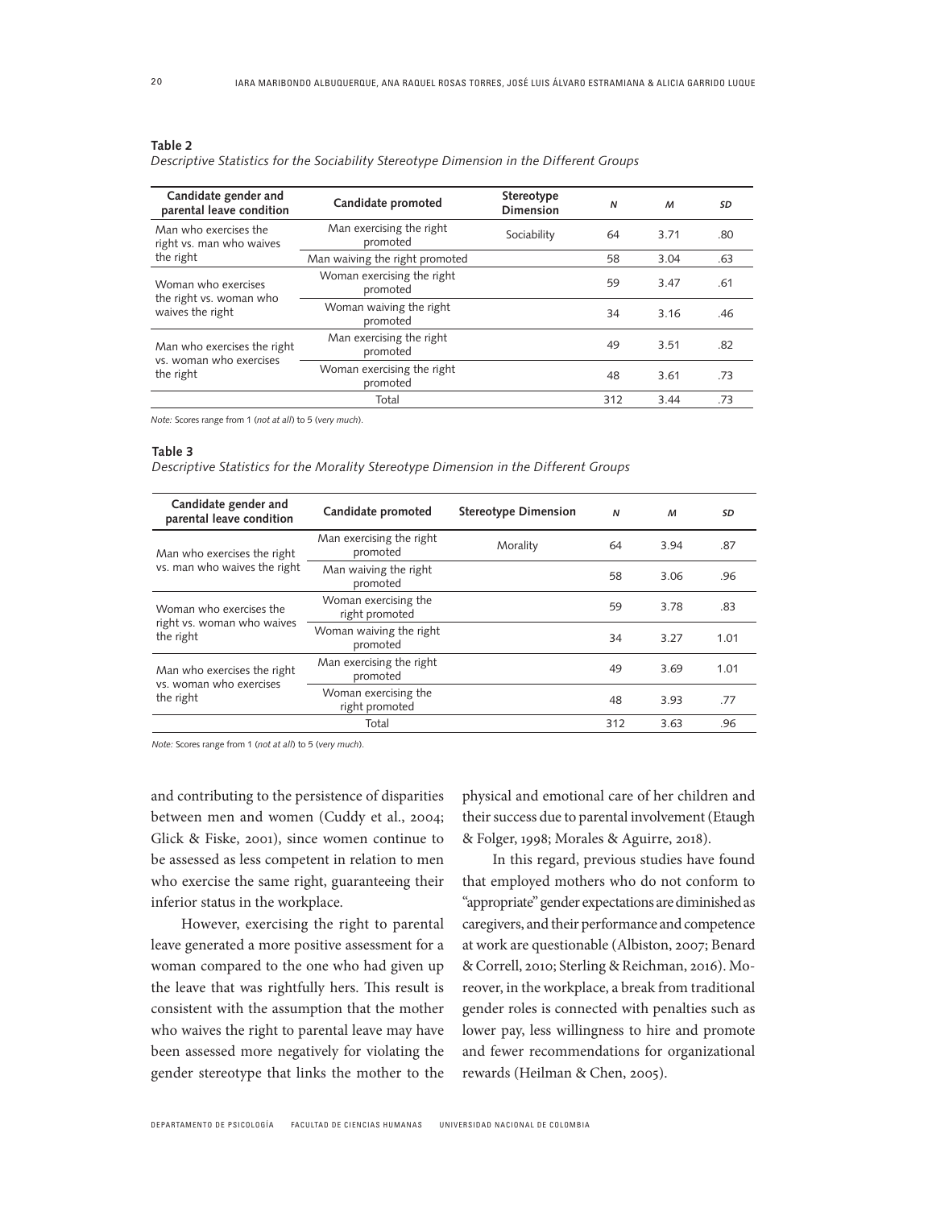**Table 2**

*Descriptive Statistics for the Sociability Stereotype Dimension in the Different Groups*

| Candidate gender and parental leave condition | Candidate promoted | Stereotype Dimension | *N* | *M* | *SD* |
|---|---|---|---|---|---|
| Man who exercises the right vs. man who waives the right | Man exercising the right promoted | Sociability | 64 | 3.71 | .80 |
| | Man waiving the right promoted | | 58 | 3.04 | .63 |
| Woman who exercises the right vs. woman who waives the right | Woman exercising the right promoted | | 59 | 3.47 | .61 |
| | Woman waiving the right promoted | | 34 | 3.16 | .46 |
| Man who exercises the right vs. woman who exercises the right | Man exercising the right promoted | | 49 | 3.51 | .82 |
| | Woman exercising the right promoted | | 48 | 3.61 | .73 |
| | Total | | 312 | 3.44 | .73 |

*Note:* Scores range from 1 (*not at all*) to 5 (*very much*).

**Table 3**

*Descriptive Statistics for the Morality Stereotype Dimension in the Different Groups*

| Candidate gender and parental leave condition | Candidate promoted | Stereotype Dimension | *N* | *M* | *SD* |
|---|---|---|---|---|---|
| Man who exercises the right vs. man who waives the right | Man exercising the right promoted | Morality | 64 | 3.94 | .87 |
| | Man waiving the right promoted | | 58 | 3.06 | .96 |
| Woman who exercises the right vs. woman who waives the right | Woman exercising the right promoted | | 59 | 3.78 | .83 |
| | Woman waiving the right promoted | | 34 | 3.27 | 1.01 |
| Man who exercises the right vs. woman who exercises the right | Man exercising the right promoted | | 49 | 3.69 | 1.01 |
| | Woman exercising the right promoted | | 48 | 3.93 | .77 |
| | Total | | 312 | 3.63 | .96 |

*Note:* Scores range from 1 (*not at all*) to 5 (*very much*).

and contributing to the persistence of disparities between men and women (Cuddy et al., 2004; Glick & Fiske, 2001), since women continue to be assessed as less competent in relation to men who exercise the same right, guaranteeing their inferior status in the workplace.

However, exercising the right to parental leave generated a more positive assessment for a woman compared to the one who had given up the leave that was rightfully hers. This result is consistent with the assumption that the mother who waives the right to parental leave may have been assessed more negatively for violating the gender stereotype that links the mother to the physical and emotional care of her children and their success due to parental involvement (Etaugh & Folger, 1998; Morales & Aguirre, 2018).

In this regard, previous studies have found that employed mothers who do not conform to "appropriate" gender expectations are diminished as caregivers, and their performance and competence at work are questionable (Albiston, 2007; Benard & Correll, 2010; Sterling & Reichman, 2016). Moreover, in the workplace, a break from traditional gender roles is connected with penalties such as lower pay, less willingness to hire and promote and fewer recommendations for organizational rewards (Heilman & Chen, 2005).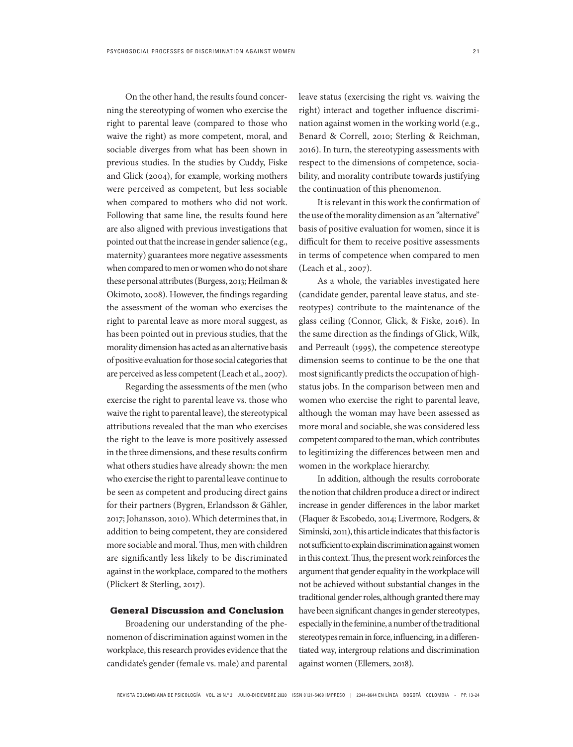On the other hand, the results found concerning the stereotyping of women who exercise the right to parental leave (compared to those who waive the right) as more competent, moral, and sociable diverges from what has been shown in previous studies. In the studies by Cuddy, Fiske and Glick (2004), for example, working mothers were perceived as competent, but less sociable when compared to mothers who did not work. Following that same line, the results found here are also aligned with previous investigations that pointed out that the increase in gender salience (e.g., maternity) guarantees more negative assessments when compared to men or women who do not share these personal attributes (Burgess, 2013; Heilman & Okimoto, 2008). However, the findings regarding the assessment of the woman who exercises the right to parental leave as more moral suggest, as has been pointed out in previous studies, that the morality dimension has acted as an alternative basis of positive evaluation for those social categories that are perceived as less competent (Leach et al., 2007).

Regarding the assessments of the men (who exercise the right to parental leave vs. those who waive the right to parental leave), the stereotypical attributions revealed that the man who exercises the right to the leave is more positively assessed in the three dimensions, and these results confirm what others studies have already shown: the men who exercise the right to parental leave continue to be seen as competent and producing direct gains for their partners (Bygren, Erlandsson & Gähler, 2017; Johansson, 2010). Which determines that, in addition to being competent, they are considered more sociable and moral. Thus, men with children are significantly less likely to be discriminated against in the workplace, compared to the mothers (Plickert & Sterling, 2017).

## General Discussion and Conclusion

Broadening our understanding of the phenomenon of discrimination against women in the workplace, this research provides evidence that the candidate's gender (female vs. male) and parental leave status (exercising the right vs. waiving the right) interact and together influence discrimination against women in the working world (e.g., Benard & Correll, 2010; Sterling & Reichman, 2016). In turn, the stereotyping assessments with respect to the dimensions of competence, sociability, and morality contribute towards justifying the continuation of this phenomenon.

It is relevant in this work the confirmation of the use of the morality dimension as an "alternative" basis of positive evaluation for women, since it is difficult for them to receive positive assessments in terms of competence when compared to men (Leach et al., 2007).

As a whole, the variables investigated here (candidate gender, parental leave status, and stereotypes) contribute to the maintenance of the glass ceiling (Connor, Glick, & Fiske, 2016). In the same direction as the findings of Glick, Wilk, and Perreault (1995), the competence stereotype dimension seems to continue to be the one that most significantly predicts the occupation of high-status jobs. In the comparison between men and women who exercise the right to parental leave, although the woman may have been assessed as more moral and sociable, she was considered less competent compared to the man, which contributes to legitimizing the differences between men and women in the workplace hierarchy.

In addition, although the results corroborate the notion that children produce a direct or indirect increase in gender differences in the labor market (Flaquer & Escobedo, 2014; Livermore, Rodgers, & Siminski, 2011), this article indicates that this factor is not sufficient to explain discrimination against women in this context. Thus, the present work reinforces the argument that gender equality in the workplace will not be achieved without substantial changes in the traditional gender roles, although granted there may have been significant changes in gender stereotypes, especially in the feminine, a number of the traditional stereotypes remain in force, influencing, in a differentiated way, intergroup relations and discrimination against women (Ellemers, 2018).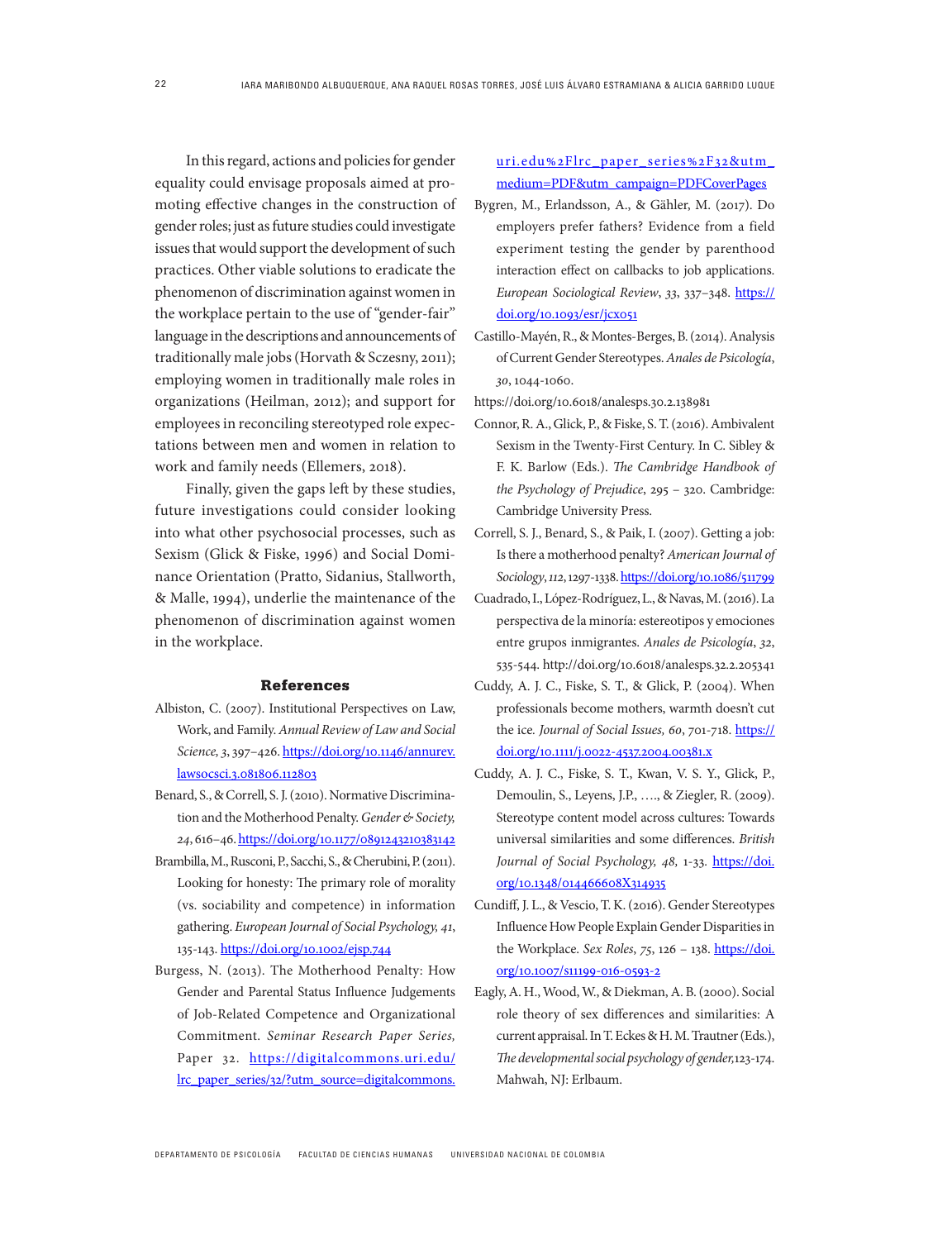In this regard, actions and policies for gender equality could envisage proposals aimed at promoting effective changes in the construction of gender roles; just as future studies could investigate issues that would support the development of such practices. Other viable solutions to eradicate the phenomenon of discrimination against women in the workplace pertain to the use of "gender-fair" language in the descriptions and announcements of traditionally male jobs (Horvath & Sczesny, 2011); employing women in traditionally male roles in organizations (Heilman, 2012); and support for employees in reconciling stereotyped role expectations between men and women in relation to work and family needs (Ellemers, 2018).

Finally, given the gaps left by these studies, future investigations could consider looking into what other psychosocial processes, such as Sexism (Glick & Fiske, 1996) and Social Dominance Orientation (Pratto, Sidanius, Stallworth, & Malle, 1994), underlie the maintenance of the phenomenon of discrimination against women in the workplace.

## References

Albiston, C. (2007). Institutional Perspectives on Law, Work, and Family. *Annual Review of Law and Social Science, 3*, 397–426. https://doi.org/10.1146/annurev.lawsocsci.3.081806.112803

Benard, S., & Correll, S. J. (2010). Normative Discrimination and the Motherhood Penalty. *Gender & Society, 24*, 616–46. https://doi.org/10.1177/0891243210383142

Brambilla, M., Rusconi, P., Sacchi, S., & Cherubini, P. (2011). Looking for honesty: The primary role of morality (vs. sociability and competence) in information gathering. *European Journal of Social Psychology, 41*, 135-143. https://doi.org/10.1002/ejsp.744

Burgess, N. (2013). The Motherhood Penalty: How Gender and Parental Status Influence Judgements of Job-Related Competence and Organizational Commitment. *Seminar Research Paper Series,* Paper 32. https://digitalcommons.uri.edu/lrc_paper_series/32/?utm_source=digitalcommons.uri.edu%2Flrc_paper_series%2F32&utm_medium=PDF&utm_campaign=PDFCoverPages

Bygren, M., Erlandsson, A., & Gähler, M. (2017). Do employers prefer fathers? Evidence from a field experiment testing the gender by parenthood interaction effect on callbacks to job applications. *European Sociological Review*, *33*, 337–348. https://doi.org/10.1093/esr/jcx051

Castillo-Mayén, R., & Montes-Berges, B. (2014). Analysis of Current Gender Stereotypes. *Anales de Psicología*, *30*, 1044-1060.

https://doi.org/10.6018/analesps.30.2.138981

Connor, R. A., Glick, P., & Fiske, S. T. (2016). Ambivalent Sexism in the Twenty-First Century. In C. Sibley & F. K. Barlow (Eds.). *The Cambridge Handbook of the Psychology of Prejudice*, 295 – 320. Cambridge: Cambridge University Press.

Correll, S. J., Benard, S., & Paik, I. (2007). Getting a job: Is there a motherhood penalty? *American Journal of Sociology*, *112*, 1297-1338. https://doi.org/10.1086/511799

Cuadrado, I., López-Rodríguez, L., & Navas, M. (2016). La perspectiva de la minoría: estereotipos y emociones entre grupos inmigrantes. *Anales de Psicología*, *32*, 535-544. http://doi.org/10.6018/analesps.32.2.205341

Cuddy, A. J. C., Fiske, S. T., & Glick, P. (2004). When professionals become mothers, warmth doesn't cut the ice. *Journal of Social Issues, 60*, 701-718. https://doi.org/10.1111/j.0022-4537.2004.00381.x

Cuddy, A. J. C., Fiske, S. T., Kwan, V. S. Y., Glick, P., Demoulin, S., Leyens, J.P., …., & Ziegler, R. (2009). Stereotype content model across cultures: Towards universal similarities and some differences. *British Journal of Social Psychology, 48,* 1-33. https://doi.org/10.1348/014466608X314935

Cundiff, J. L., & Vescio, T. K. (2016). Gender Stereotypes Influence How People Explain Gender Disparities in the Workplace. *Sex Roles*, *75*, 126 – 138. https://doi.org/10.1007/s11199-016-0593-2

Eagly, A. H., Wood, W., & Diekman, A. B. (2000). Social role theory of sex differences and similarities: A current appraisal. In T. Eckes & H. M. Trautner (Eds.), *The developmental social psychology of gender,*123-174. Mahwah, NJ: Erlbaum.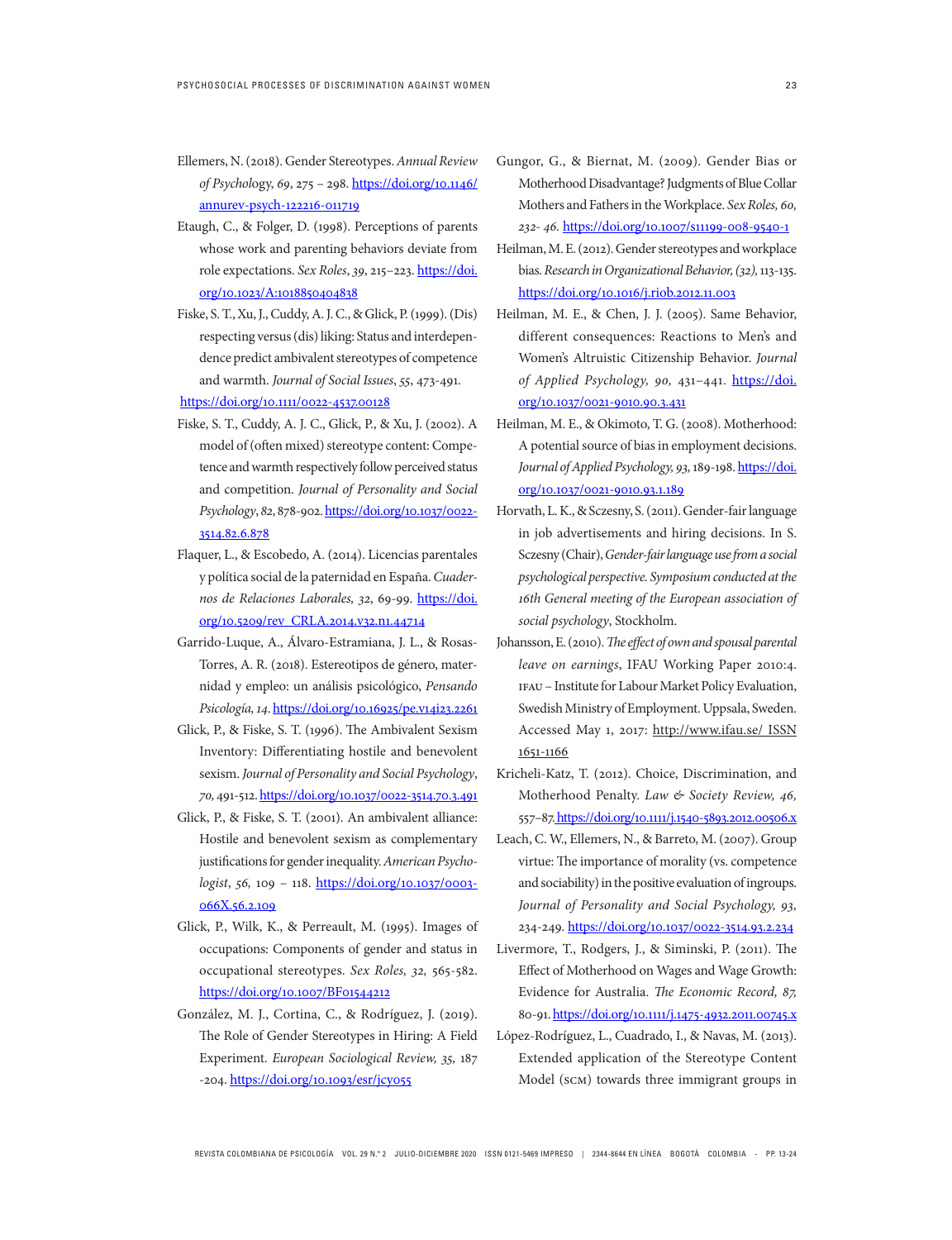Ellemers, N. (2018). Gender Stereotypes. *Annual Review of Psychology*, *69*, 275 – 298. https://doi.org/10.1146/annurev-psych-122216-011719

Etaugh, C., & Folger, D. (1998). Perceptions of parents whose work and parenting behaviors deviate from role expectations. *Sex Roles*, *39*, 215–223. https://doi.org/10.1023/A:1018850404838

Fiske, S. T., Xu, J., Cuddy, A. J. C., & Glick, P. (1999). (Dis) respecting versus (dis) liking: Status and interdependence predict ambivalent stereotypes of competence and warmth. *Journal of Social Issues*, *55*, 473-491. https://doi.org/10.1111/0022-4537.00128

Fiske, S. T., Cuddy, A. J. C., Glick, P., & Xu, J. (2002). A model of (often mixed) stereotype content: Competence and warmth respectively follow perceived status and competition. *Journal of Personality and Social Psychology*, *82*, 878-902. https://doi.org/10.1037/0022-3514.82.6.878

Flaquer, L., & Escobedo, A. (2014). Licencias parentales y política social de la paternidad en España. *Cuadernos de Relaciones Laborales, 32*, 69-99. https://doi.org/10.5209/rev_CRLA.2014.v32.n1.44714

Garrido-Luque, A., Álvaro-Estramiana, J. L., & Rosas-Torres, A. R. (2018). Estereotipos de género, maternidad y empleo: un análisis psicológico, *Pensando Psicología, 14*. https://doi.org/10.16925/pe.v14i23.2261

Glick, P., & Fiske, S. T. (1996). The Ambivalent Sexism Inventory: Differentiating hostile and benevolent sexism. *Journal of Personality and Social Psychology*, *70*, 491-512. https://doi.org/10.1037/0022-3514.70.3.491

Glick, P., & Fiske, S. T. (2001). An ambivalent alliance: Hostile and benevolent sexism as complementary justifications for gender inequality. *American Psychologist*, *56,* 109 – 118. https://doi.org/10.1037/0003-066X.56.2.109

Glick, P., Wilk, K., & Perreault, M. (1995). Images of occupations: Components of gender and status in occupational stereotypes. *Sex Roles, 32,* 565-582. https://doi.org/10.1007/BF01544212

González, M. J., Cortina, C., & Rodríguez, J. (2019). The Role of Gender Stereotypes in Hiring: A Field Experiment. *European Sociological Review, 35,* 187 -204. https://doi.org/10.1093/esr/jcy055

Gungor, G., & Biernat, M. (2009). Gender Bias or Motherhood Disadvantage? Judgments of Blue Collar Mothers and Fathers in the Workplace. *Sex Roles, 60, 232- 46.* https://doi.org/10.1007/s11199-008-9540-1

Heilman, M. E. (2012). Gender stereotypes and workplace bias. *Research in Organizational Behavior, (32),* 113-135. https://doi.org/10.1016/j.riob.2012.11.003

Heilman, M. E., & Chen, J. J. (2005). Same Behavior, different consequences: Reactions to Men's and Women's Altruistic Citizenship Behavior. *Journal of Applied Psychology, 90,* 431–441. https://doi.org/10.1037/0021-9010.90.3.431

Heilman, M. E., & Okimoto, T. G. (2008). Motherhood: A potential source of bias in employment decisions. *Journal of Applied Psychology, 93,* 189-198. https://doi.org/10.1037/0021-9010.93.1.189

Horvath, L. K., & Sczesny, S. (2011). Gender-fair language in job advertisements and hiring decisions. In S. Sczesny (Chair), *Gender-fair language use from a social psychological perspective. Symposium conducted at the 16th General meeting of the European association of social psychology*, Stockholm.

Johansson, E. (2010). *The effect of own and spousal parental leave on earnings*, IFAU Working Paper 2010:4. IFAU – Institute for Labour Market Policy Evaluation, Swedish Ministry of Employment. Uppsala, Sweden. Accessed May 1, 2017: http://www.ifau.se/ ISSN 1651-1166

Kricheli-Katz, T. (2012). Choice, Discrimination, and Motherhood Penalty. *Law & Society Review, 46,* 557–87. https://doi.org/10.1111/j.1540-5893.2012.00506.x

Leach, C. W., Ellemers, N., & Barreto, M. (2007). Group virtue: The importance of morality (vs. competence and sociability) in the positive evaluation of ingroups. *Journal of Personality and Social Psychology, 93,* 234-249. https://doi.org/10.1037/0022-3514.93.2.234

Livermore, T., Rodgers, J., & Siminski, P. (2011). The Effect of Motherhood on Wages and Wage Growth: Evidence for Australia. *The Economic Record, 87,* 80-91. https://doi.org/10.1111/j.1475-4932.2011.00745.x

López-Rodríguez, L., Cuadrado, I., & Navas, M. (2013). Extended application of the Stereotype Content Model (SCM) towards three immigrant groups in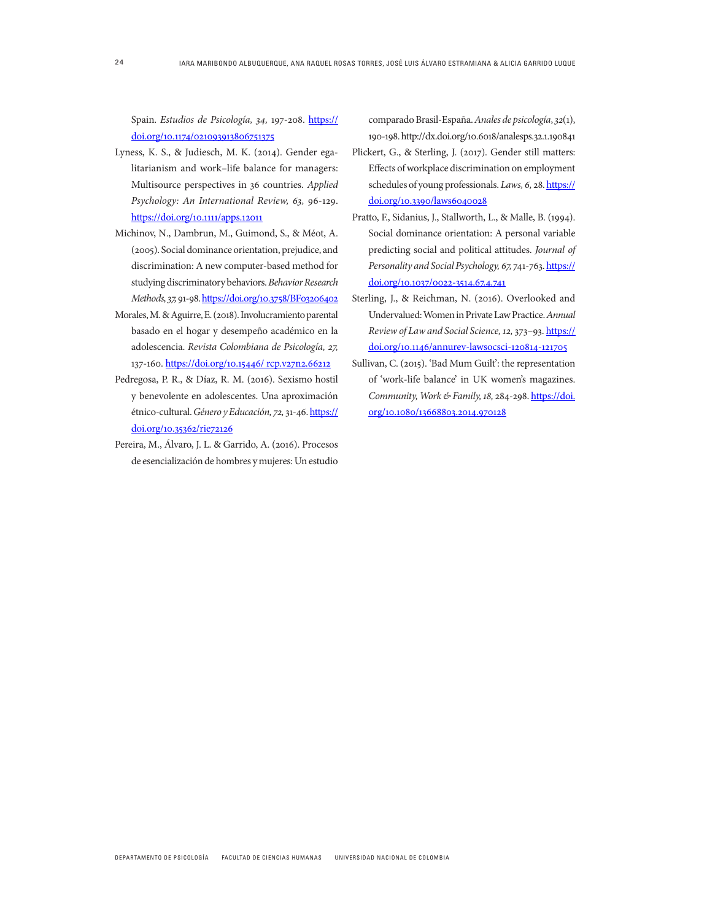Spain. *Estudios de Psicología, 34,* 197-208. https://doi.org/10.1174/021093913806751375

Lyness, K. S., & Judiesch, M. K. (2014). Gender egalitarianism and work–life balance for managers: Multisource perspectives in 36 countries. *Applied Psychology: An International Review, 63,* 96-129. https://doi.org/10.1111/apps.12011

Michinov, N., Dambrun, M., Guimond, S., & Méot, A. (2005). Social dominance orientation, prejudice, and discrimination: A new computer-based method for studying discriminatory behaviors. *Behavior Research Methods, 37,* 91-98. https://doi.org/10.3758/BF03206402

Morales, M. & Aguirre, E. (2018). Involucramiento parental basado en el hogar y desempeño académico en la adolescencia. *Revista Colombiana de Psicología, 27,* 137-160. https://doi.org/10.15446/ rcp.v27n2.66212

Pedregosa, P. R., & Díaz, R. M. (2016). Sexismo hostil y benevolente en adolescentes. Una aproximación étnico-cultural. *Género y Educación, 72,* 31-46. https://doi.org/10.35362/rie72126

Pereira, M., Álvaro, J. L. & Garrido, A. (2016). Procesos de esencialización de hombres y mujeres: Un estudio comparado Brasil-España. *Anales de psicología, 32*(1), 190-198. http://dx.doi.org/10.6018/analesps.32.1.190841

Plickert, G., & Sterling, J. (2017). Gender still matters: Effects of workplace discrimination on employment schedules of young professionals. *Laws, 6,* 28. https://doi.org/10.3390/laws6040028

Pratto, F., Sidanius, J., Stallworth, L., & Malle, B. (1994). Social dominance orientation: A personal variable predicting social and political attitudes. *Journal of Personality and Social Psychology, 67,* 741-763. https://doi.org/10.1037/0022-3514.67.4.741

Sterling, J., & Reichman, N. (2016). Overlooked and Undervalued: Women in Private Law Practice. *Annual Review of Law and Social Science, 12,* 373–93. https://doi.org/10.1146/annurev-lawsocsci-120814-121705

Sullivan, C. (2015). 'Bad Mum Guilt': the representation of 'work-life balance' in UK women's magazines. *Community, Work & Family, 18,* 284-298. https://doi.org/10.1080/13668803.2014.970128